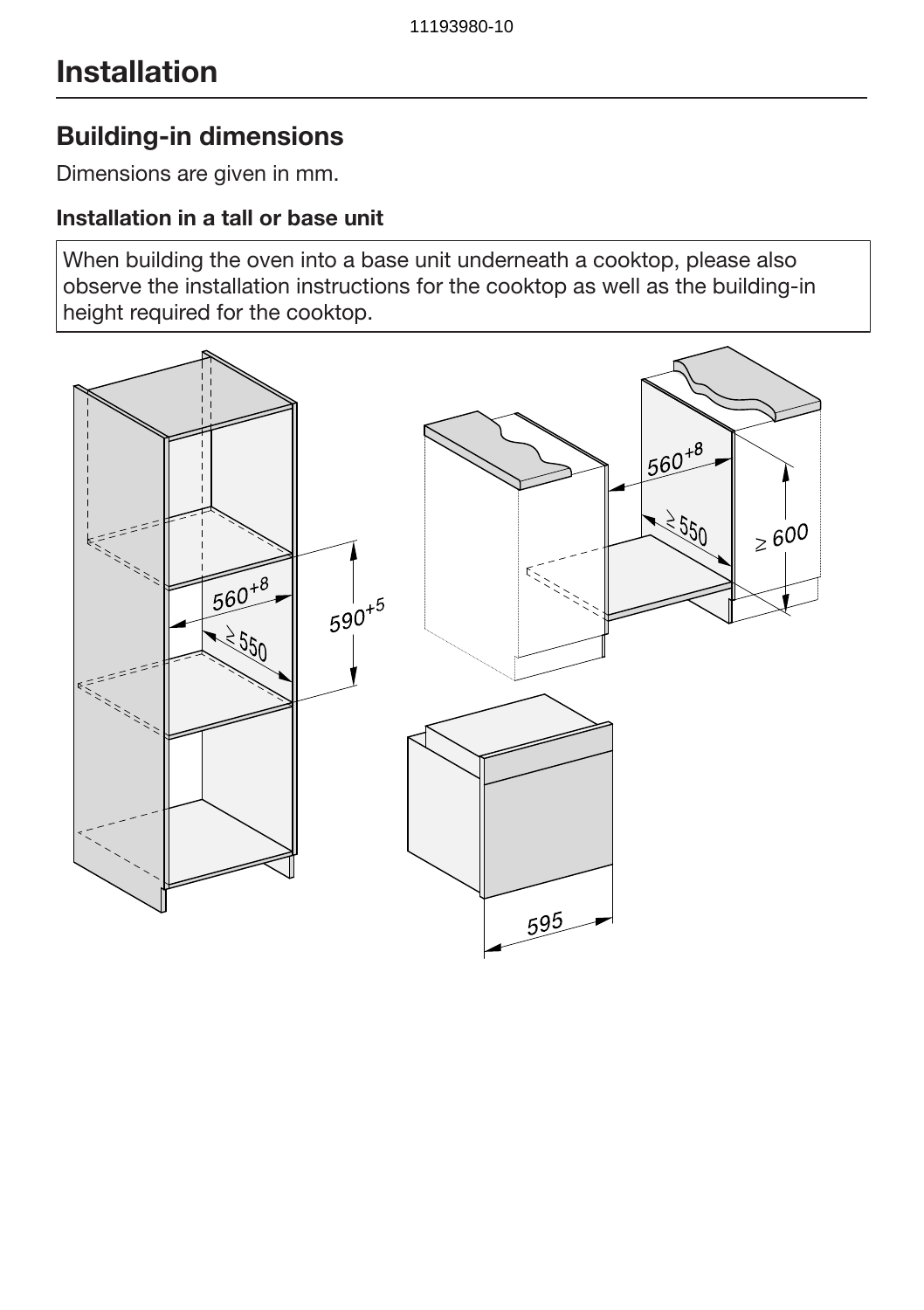# Installation

## Building-in dimensions

Dimensions are given in mm.

### Installation in a tall or base unit

When building the oven into a base unit underneath a cooktop, please also observe the installation instructions for the cooktop as well as the building-in height required for the cooktop.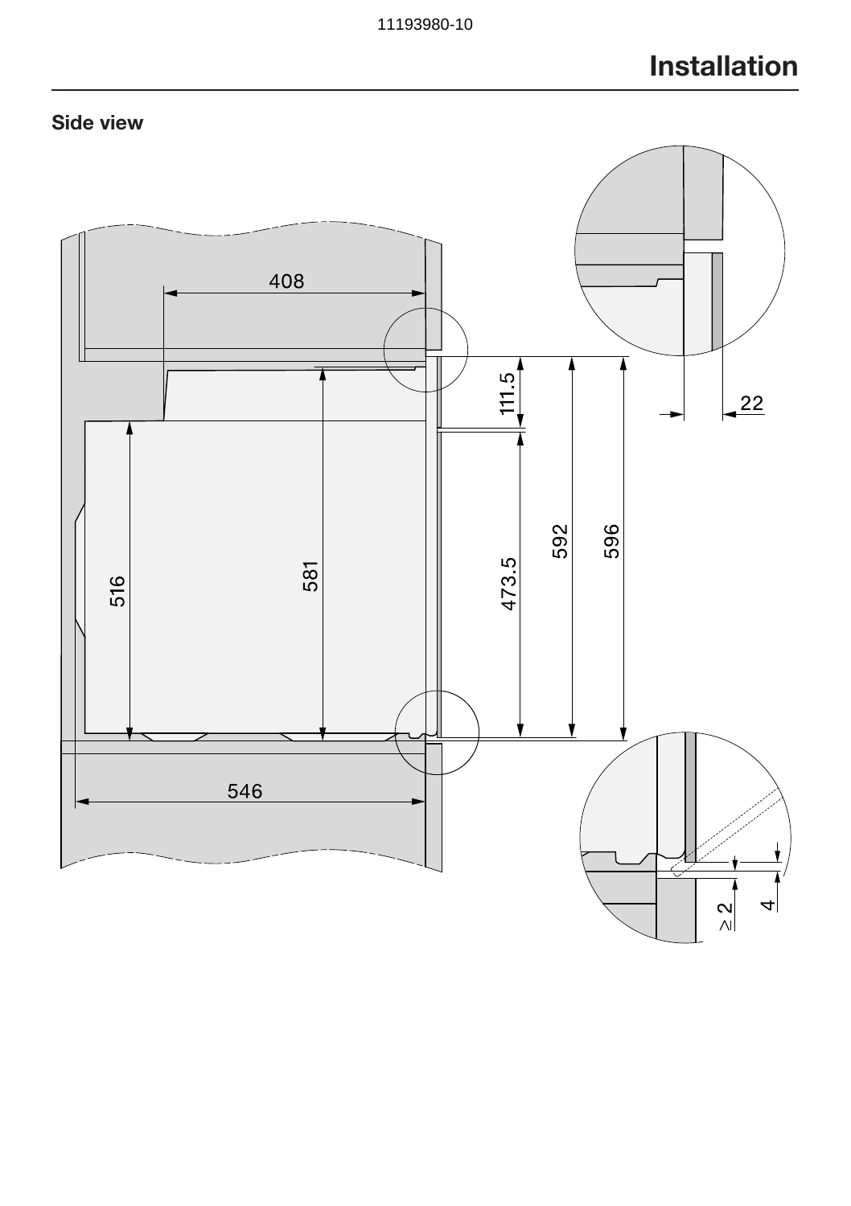11193980-10

# Installation

## Side view

408

111.5

592

596

22

516

581

473.5

546

≥ 2

4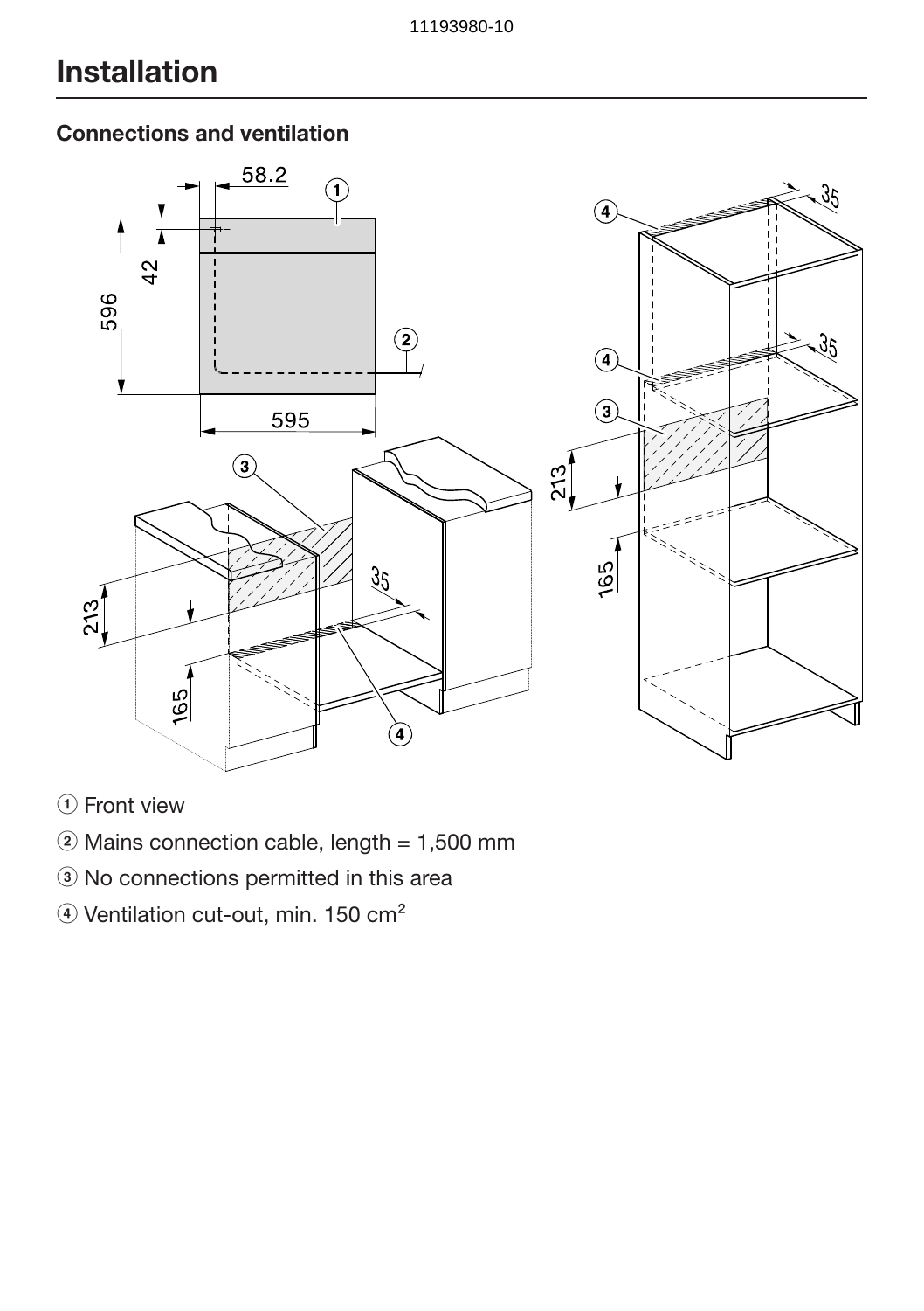# Installation

## Connections and ventilation

① Front view

② Mains connection cable, length = 1,500 mm

③ No connections permitted in this area

④ Ventilation cut-out, min. 150 $cm^2$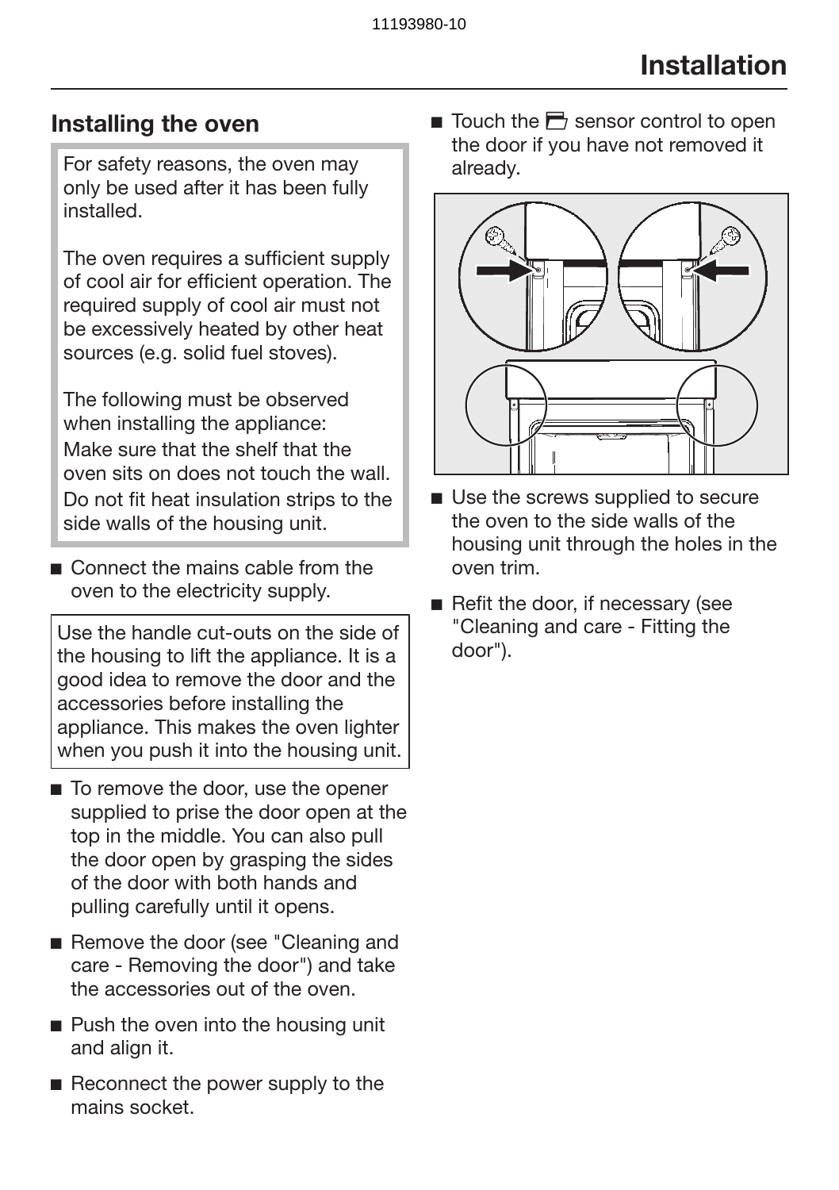# Installation

## Installing the oven

For safety reasons, the oven may only be used after it has been fully installed.

The oven requires a sufficient supply of cool air for efficient operation. The required supply of cool air must not be excessively heated by other heat sources (e.g. solid fuel stoves).

The following must be observed when installing the appliance:
Make sure that the shelf that the oven sits on does not touch the wall.
Do not fit heat insulation strips to the side walls of the housing unit.

- Connect the mains cable from the oven to the electricity supply.

Use the handle cut-outs on the side of the housing to lift the appliance. It is a good idea to remove the door and the accessories before installing the appliance. This makes the oven lighter when you push it into the housing unit.

- To remove the door, use the opener supplied to prise the door open at the top in the middle. You can also pull the door open by grasping the sides of the door with both hands and pulling carefully until it opens.
- Remove the door (see "Cleaning and care - Removing the door") and take the accessories out of the oven.
- Push the oven into the housing unit and align it.
- Reconnect the power supply to the mains socket.
- Touch the sensor control to open the door if you have not removed it already.
- Use the screws supplied to secure the oven to the side walls of the housing unit through the holes in the oven trim.
- Refit the door, if necessary (see "Cleaning and care - Fitting the door").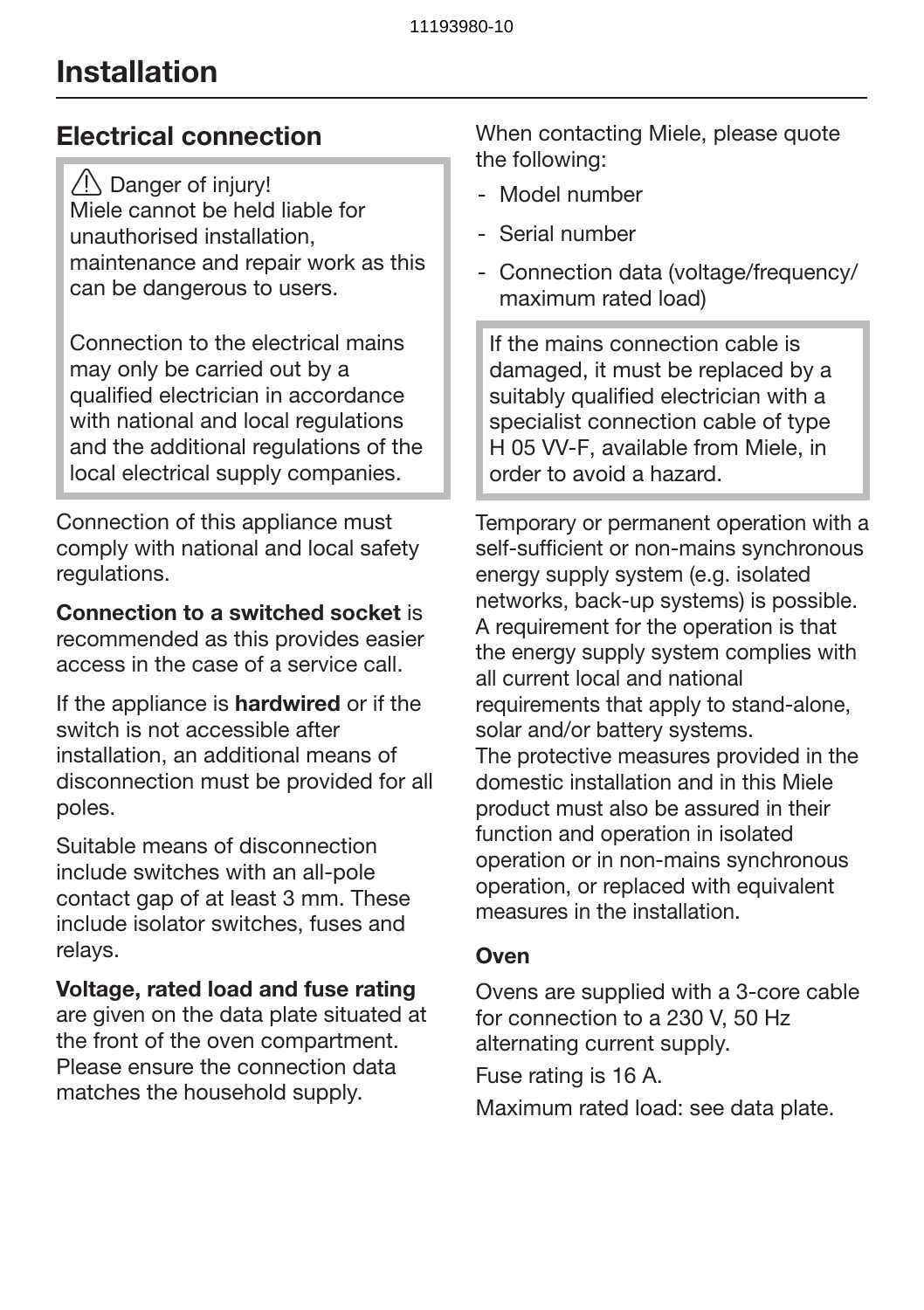# Installation

## Electrical connection

> ⚠ Danger of injury!
> Miele cannot be held liable for unauthorised installation, maintenance and repair work as this can be dangerous to users.
>
> Connection to the electrical mains may only be carried out by a qualified electrician in accordance with national and local regulations and the additional regulations of the local electrical supply companies.

Connection of this appliance must comply with national and local safety regulations.

**Connection to a switched socket** is recommended as this provides easier access in the case of a service call.

If the appliance is **hardwired** or if the switch is not accessible after installation, an additional means of disconnection must be provided for all poles.

Suitable means of disconnection include switches with an all-pole contact gap of at least 3 mm. These include isolator switches, fuses and relays.

**Voltage, rated load and fuse rating** are given on the data plate situated at the front of the oven compartment. Please ensure the connection data matches the household supply.

When contacting Miele, please quote the following:

- Model number
- Serial number
- Connection data (voltage/frequency/ maximum rated load)

> If the mains connection cable is damaged, it must be replaced by a suitably qualified electrician with a specialist connection cable of type H 05 VV-F, available from Miele, in order to avoid a hazard.

Temporary or permanent operation with a self-sufficient or non-mains synchronous energy supply system (e.g. isolated networks, back-up systems) is possible. A requirement for the operation is that the energy supply system complies with all current local and national requirements that apply to stand-alone, solar and/or battery systems.
The protective measures provided in the domestic installation and in this Miele product must also be assured in their function and operation in isolated operation or in non-mains synchronous operation, or replaced with equivalent measures in the installation.

**Oven**

Ovens are supplied with a 3-core cable for connection to a 230 V, 50 Hz alternating current supply.

Fuse rating is 16 A.

Maximum rated load: see data plate.